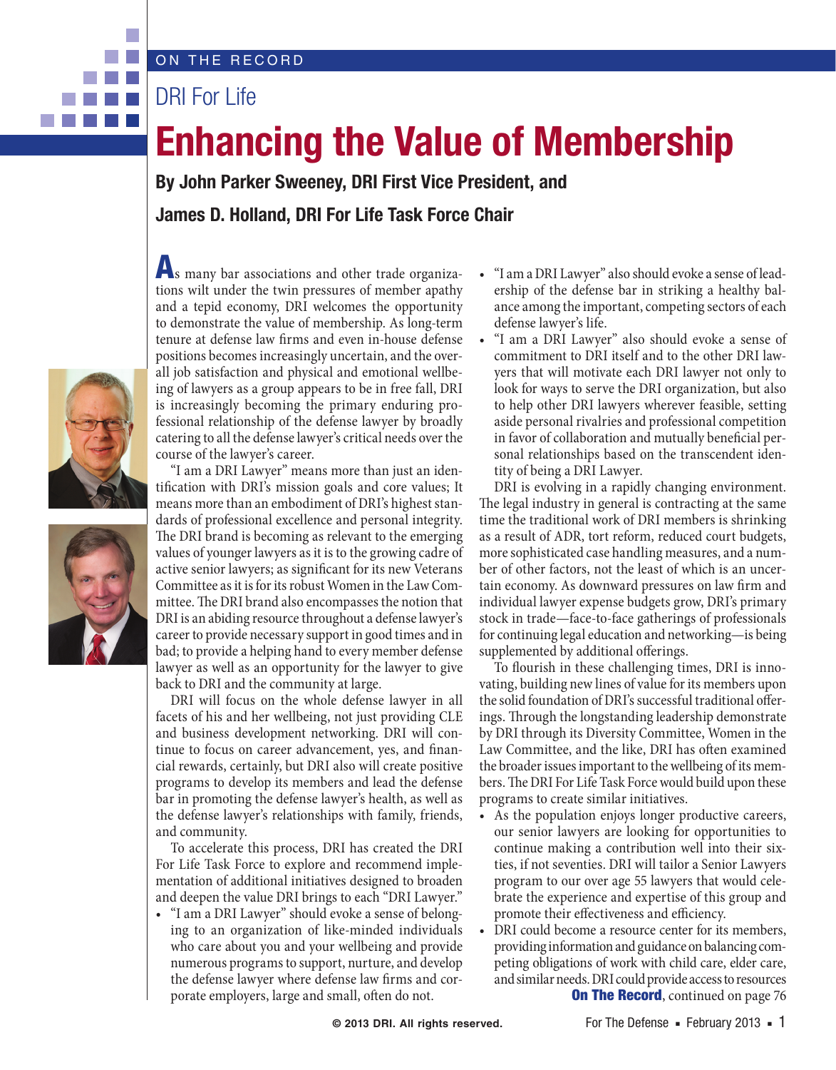ON THE RECORD

## DRI For Life

# Enhancing the Value of Membership

**By John Parker Sweeney, DRI First Vice President, and**

**James D. Holland, DRI For Life Task Force Chair**

As many bar associations and other trade organizations wilt under the twin pressures of member apathy and a tepid economy, DRI welcomes the opportunity to demonstrate the value of membership. As long-term tenure at defense law firms and even in-house defense positions becomes increasingly uncertain, and the overall job satisfaction and physical and emotional wellbeing of lawyers as a group appears to be in free fall, DRI is increasingly becoming the primary enduring professional relationship of the defense lawyer by broadly catering to all the defense lawyer's critical needs over the course of the lawyer's career.

"I am a DRI Lawyer" means more than just an identification with DRI's mission goals and core values; It means more than an embodiment of DRI's highest standards of professional excellence and personal integrity. The DRI brand is becoming as relevant to the emerging values of younger lawyers as it is to the growing cadre of active senior lawyers; as significant for its new Veterans Committee as it is for its robust Women in the Law Committee. The DRI brand also encompasses the notion that DRI is an abiding resource throughout a defense lawyer's career to provide necessary support in good times and in bad; to provide a helping hand to every member defense lawyer as well as an opportunity for the lawyer to give back to DRI and the community at large.

DRI will focus on the whole defense lawyer in all facets of his and her wellbeing, not just providing CLE and business development networking. DRI will continue to focus on career advancement, yes, and financial rewards, certainly, but DRI also will create positive programs to develop its members and lead the defense bar in promoting the defense lawyer's health, as well as the defense lawyer's relationships with family, friends, and community.

To accelerate this process, DRI has created the DRI For Life Task Force to explore and recommend implementation of additional initiatives designed to broaden and deepen the value DRI brings to each "DRI Lawyer."

- "I am a DRI Lawyer" should evoke a sense of belonging to an organization of like-minded individuals who care about you and your wellbeing and provide numerous programs to support, nurture, and develop the defense lawyer where defense law firms and corporate employers, large and small, often do not.
- "I am a DRI Lawyer" also should evoke a sense of leadership of the defense bar in striking a healthy balance among the important, competing sectors of each defense lawyer's life.
- "I am a DRI Lawyer" also should evoke a sense of commitment to DRI itself and to the other DRI lawyers that will motivate each DRI lawyer not only to look for ways to serve the DRI organization, but also to help other DRI lawyers wherever feasible, setting aside personal rivalries and professional competition in favor of collaboration and mutually beneficial personal relationships based on the transcendent identity of being a DRI Lawyer.

DRI is evolving in a rapidly changing environment. The legal industry in general is contracting at the same time the traditional work of DRI members is shrinking as a result of ADR, tort reform, reduced court budgets, more sophisticated case handling measures, and a number of other factors, not the least of which is an uncertain economy. As downward pressures on law firm and individual lawyer expense budgets grow, DRI's primary stock in trade—face-to-face gatherings of professionals for continuing legal education and networking—is being supplemented by additional offerings.

To flourish in these challenging times, DRI is innovating, building new lines of value for its members upon the solid foundation of DRI's successful traditional offerings. Through the longstanding leadership demonstrate by DRI through its Diversity Committee, Women in the Law Committee, and the like, DRI has often examined the broader issues important to the wellbeing of its members. The DRI For Life Task Force would build upon these programs to create similar initiatives.

- As the population enjoys longer productive careers, our senior lawyers are looking for opportunities to continue making a contribution well into their sixties, if not seventies. DRI will tailor a Senior Lawyers program to our over age 55 lawyers that would celebrate the experience and expertise of this group and promote their effectiveness and efficiency.
- DRI could become a resource center for its members, providing information and guidance on balancing competing obligations of work with child care, elder care, and similar needs. DRI could provide access to resources

**On The Record**, continued on page 76

© 2013 DRI. All rights reserved.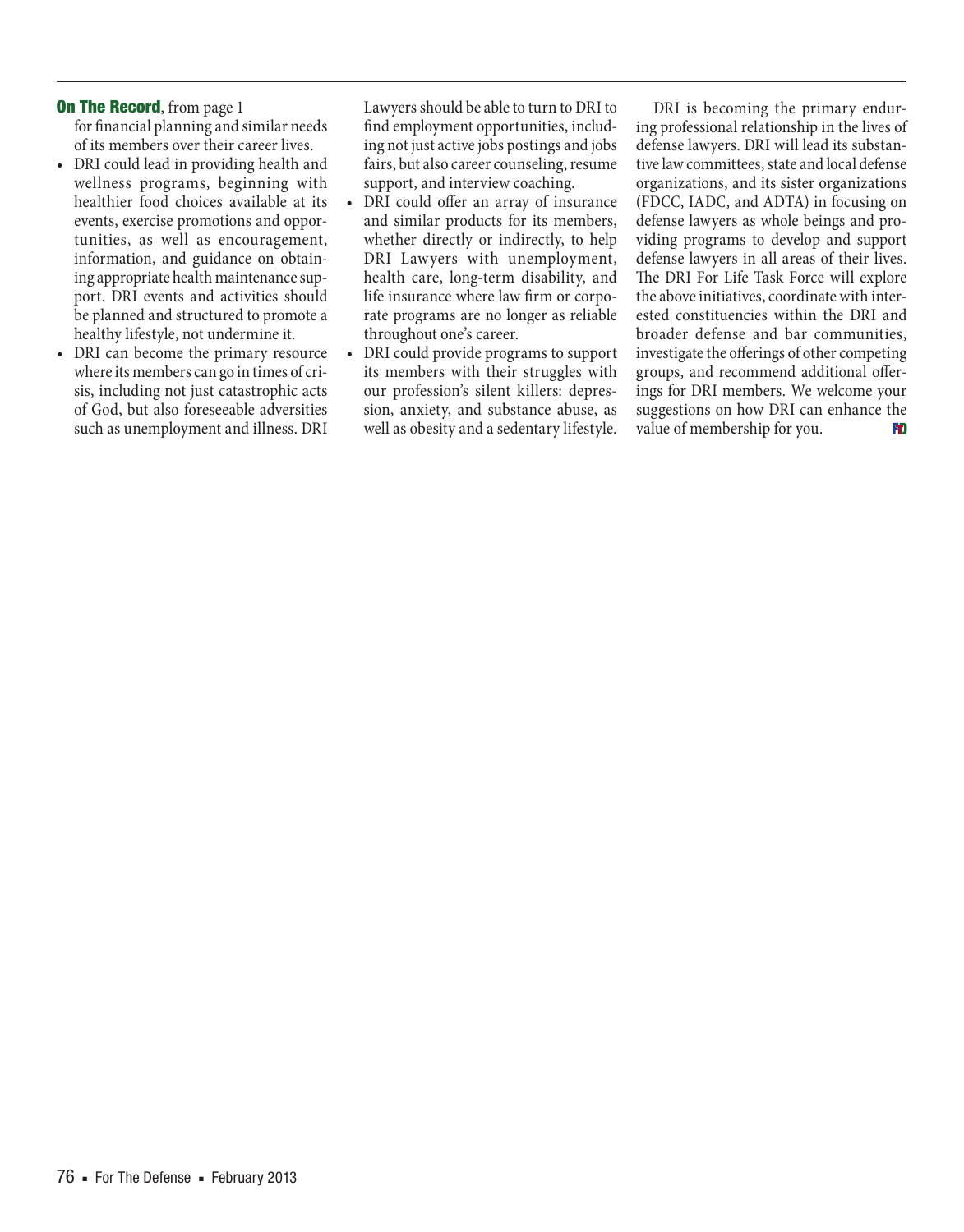**On The Record**, from page 1

for financial planning and similar needs of its members over their career lives.

- DRI could lead in providing health and wellness programs, beginning with healthier food choices available at its events, exercise promotions and opportunities, as well as encouragement, information, and guidance on obtaining appropriate health maintenance support. DRI events and activities should be planned and structured to promote a healthy lifestyle, not undermine it.
- DRI can become the primary resource where its members can go in times of crisis, including not just catastrophic acts of God, but also foreseeable adversities such as unemployment and illness. DRI Lawyers should be able to turn to DRI to find employment opportunities, including not just active jobs postings and jobs fairs, but also career counseling, resume support, and interview coaching.
- DRI could offer an array of insurance and similar products for its members, whether directly or indirectly, to help DRI Lawyers with unemployment, health care, long-term disability, and life insurance where law firm or corporate programs are no longer as reliable throughout one's career.
- DRI could provide programs to support its members with their struggles with our profession's silent killers: depression, anxiety, and substance abuse, as well as obesity and a sedentary lifestyle.

DRI is becoming the primary enduring professional relationship in the lives of defense lawyers. DRI will lead its substantive law committees, state and local defense organizations, and its sister organizations (FDCC, IADC, and ADTA) in focusing on defense lawyers as whole beings and providing programs to develop and support defense lawyers in all areas of their lives. The DRI For Life Task Force will explore the above initiatives, coordinate with interested constituencies within the DRI and broader defense and bar communities, investigate the offerings of other competing groups, and recommend additional offerings for DRI members. We welcome your suggestions on how DRI can enhance the value of membership for you.